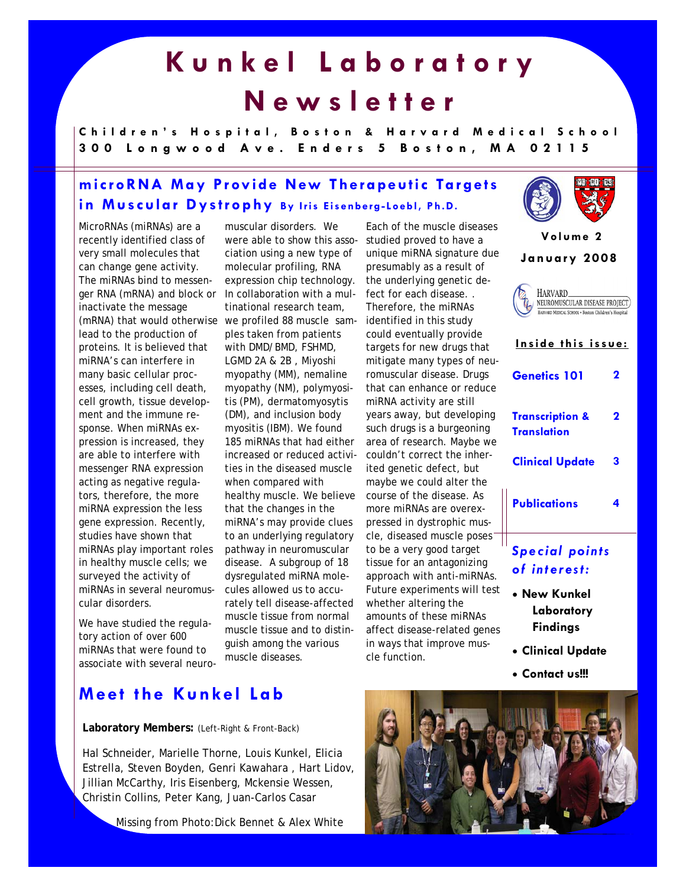# Kunkel Laboratory Newsletter

**Children's Hospital, Boston & Harvard Medical School**
**300 Longwood Ave. Enders 5 Boston, MA 02115**

**Volume 2**
**January 2008**

**Inside this issue:**

| | |
|---|---|
| Genetics 101 | 2 |
| Transcription & Translation | 2 |
| Clinical Update | 3 |
| Publications | 4 |

***Special points of interest:***

- **New Kunkel Laboratory Findings**
- **Clinical Update**
- **Contact us!!!**

## microRNA May Provide New Therapeutic Targets in Muscular Dystrophy By Iris Eisenberg-Loebl, Ph.D.

MicroRNAs (miRNAs) are a recently identified class of very small molecules that can change gene activity. The miRNAs bind to messenger RNA (mRNA) and block or inactivate the message (mRNA) that would otherwise lead to the production of proteins. It is believed that miRNA's can interfere in many basic cellular processes, including cell death, cell growth, tissue development and the immune response. When miRNAs expression is increased, they are able to interfere with messenger RNA expression acting as negative regulators, therefore, the more miRNA expression the less gene expression. Recently, studies have shown that miRNAs play important roles in healthy muscle cells; we surveyed the activity of miRNAs in several neuromuscular disorders.

We have studied the regulatory action of over 600 miRNAs that were found to associate with several neuromuscular disorders. We were able to show this association using a new type of molecular profiling, RNA expression chip technology. In collaboration with a multinational research team, we profiled 88 muscle samples taken from patients with DMD/BMD, FSHMD, LGMD 2A & 2B , Miyoshi myopathy (MM), nemaline myopathy (NM), polymyositis (PM), dermatomyosytis (DM), and inclusion body myositis (IBM). We found 185 miRNAs that had either increased or reduced activities in the diseased muscle when compared with healthy muscle. We believe that the changes in the miRNA's may provide clues to an underlying regulatory pathway in neuromuscular disease. A subgroup of 18 dysregulated miRNA molecules allowed us to accurately tell disease-affected muscle tissue from normal muscle tissue and to distinguish among the various muscle diseases.

Each of the muscle diseases studied proved to have a unique miRNA signature due presumably as a result of the underlying genetic defect for each disease. . Therefore, the miRNAs identified in this study could eventually provide targets for new drugs that mitigate many types of neuromuscular disease. Drugs that can enhance or reduce miRNA activity are still years away, but developing such drugs is a burgeoning area of research. Maybe we couldn't correct the inherited genetic defect, but maybe we could alter the course of the disease. As more miRNAs are overexpressed in dystrophic muscle, diseased muscle poses to be a very good target tissue for an antagonizing approach with anti-miRNAs. Future experiments will test whether altering the amounts of these miRNAs affect disease-related genes in ways that improve muscle function.

## Meet the Kunkel Lab

**Laboratory Members:** (Left-Right & Front-Back)

Hal Schneider, Marielle Thorne, Louis Kunkel, Elicia Estrella, Steven Boyden, Genri Kawahara , Hart Lidov, Jillian McCarthy, Iris Eisenberg, Mckensie Wessen, Christin Collins, Peter Kang, Juan-Carlos Casar

Missing from Photo:Dick Bennet & Alex White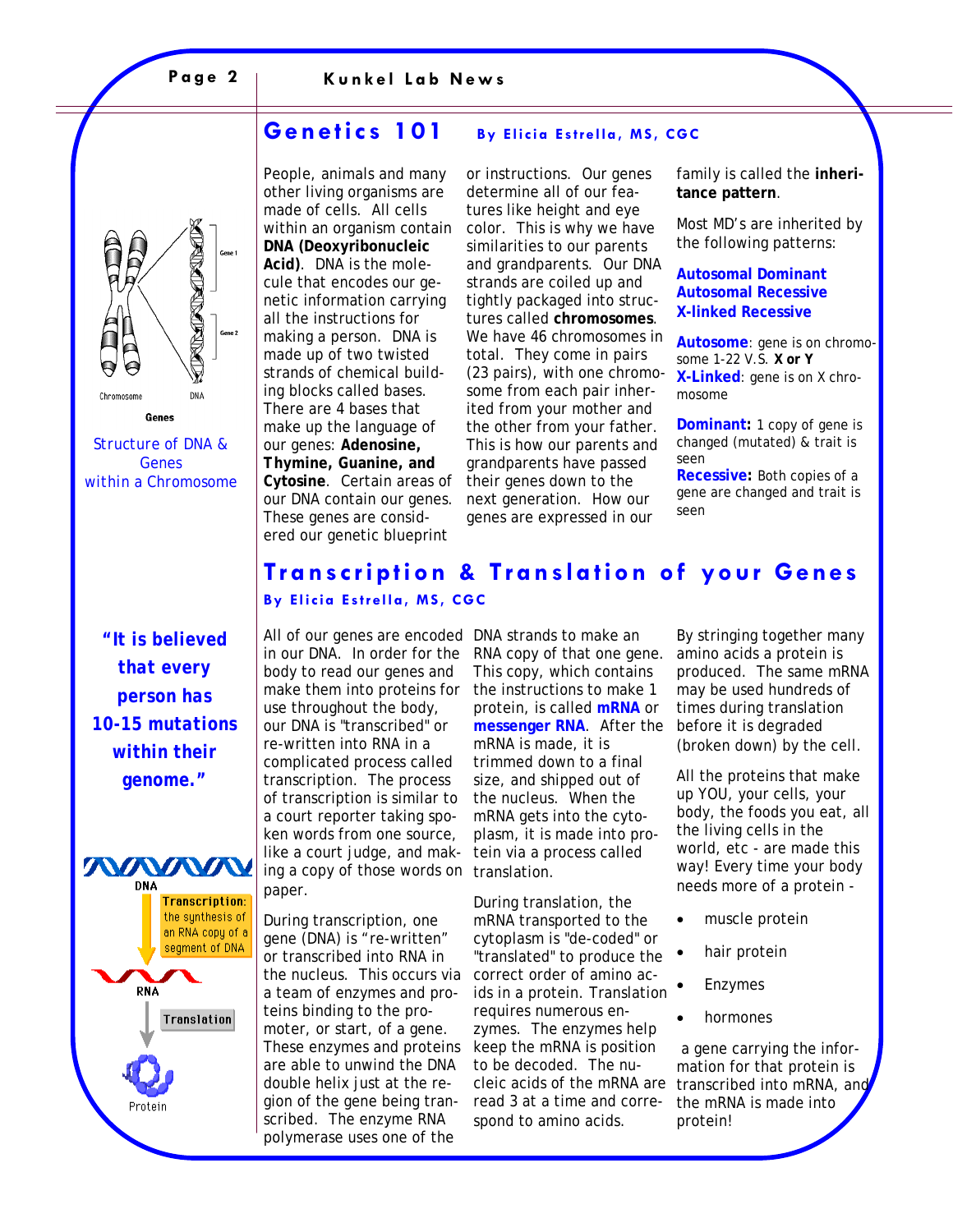## Genetics 101

**By Elicia Estrella, MS, CGC**

People, animals and many other living organisms are made of cells. All cells within an organism contain **DNA (Deoxyribonucleic Acid)**. DNA is the molecule that encodes our genetic information carrying all the instructions for making a person. DNA is made up of two twisted strands of chemical building blocks called bases. There are 4 bases that make up the language of our genes: **Adenosine, Thymine, Guanine, and Cytosine**. Certain areas of our DNA contain our genes. These genes are considered our genetic blueprint or instructions. Our genes determine all of our features like height and eye color. This is why we have similarities to our parents and grandparents. Our DNA strands are coiled up and tightly packaged into structures called **chromosomes**. We have 46 chromosomes in total. They come in pairs (23 pairs), with one chromosome from each pair inherited from your mother and the other from your father. This is how our parents and grandparents have passed their genes down to the next generation. How our genes are expressed in our family is called the **inheritance pattern**.

Most MD's are inherited by the following patterns:

**Autosomal Dominant**
**Autosomal Recessive**
**X-linked Recessive**

**Autosome**: gene is on chromosome 1-22 V.S. **X or Y**
**X-Linked**: gene is on X chromosome

**Dominant:** 1 copy of gene is changed (mutated) & trait is seen
**Recessive:** Both copies of a gene are changed and trait is seen

Structure of DNA & Genes within a Chromosome

## Transcription & Translation of your Genes

**By Elicia Estrella, MS, CGC**

**"It is believed that every person has 10-15 mutations within their genome."**

All of our genes are encoded in our DNA. In order for the body to read our genes and make them into proteins for use throughout the body, our DNA is "transcribed" or re-written into RNA in a complicated process called transcription. The process of transcription is similar to a court reporter taking spoken words from one source, like a court judge, and making a copy of those words on paper.

During transcription, one gene (DNA) is "re-written" or transcribed into RNA in the nucleus. This occurs via a team of enzymes and proteins binding to the promoter, or start, of a gene. These enzymes and proteins are able to unwind the DNA double helix just at the region of the gene being transcribed. The enzyme RNA polymerase uses one of the DNA strands to make an RNA copy of that one gene. This copy, which contains the instructions to make 1 protein, is called **mRNA** or **messenger RNA**. After the mRNA is made, it is trimmed down to a final size, and shipped out of the nucleus. When the mRNA gets into the cytoplasm, it is made into protein via a process called translation.

During translation, the mRNA transported to the cytoplasm is "de-coded" or "translated" to produce the correct order of amino acids in a protein. Translation requires numerous enzymes. The enzymes help keep the mRNA is position to be decoded. The nucleic acids of the mRNA are read 3 at a time and correspond to amino acids.

By stringing together many amino acids a protein is produced. The same mRNA may be used hundreds of times during translation before it is degraded (broken down) by the cell.

All the proteins that make up YOU, your cells, your body, the foods you eat, all the living cells in the world, etc - are made this way! Every time your body needs more of a protein -

- muscle protein
- hair protein
- Enzymes
- hormones

a gene carrying the information for that protein is transcribed into mRNA, and the mRNA is made into protein!

Transcription: the synthesis of an RNA copy of a segment of DNA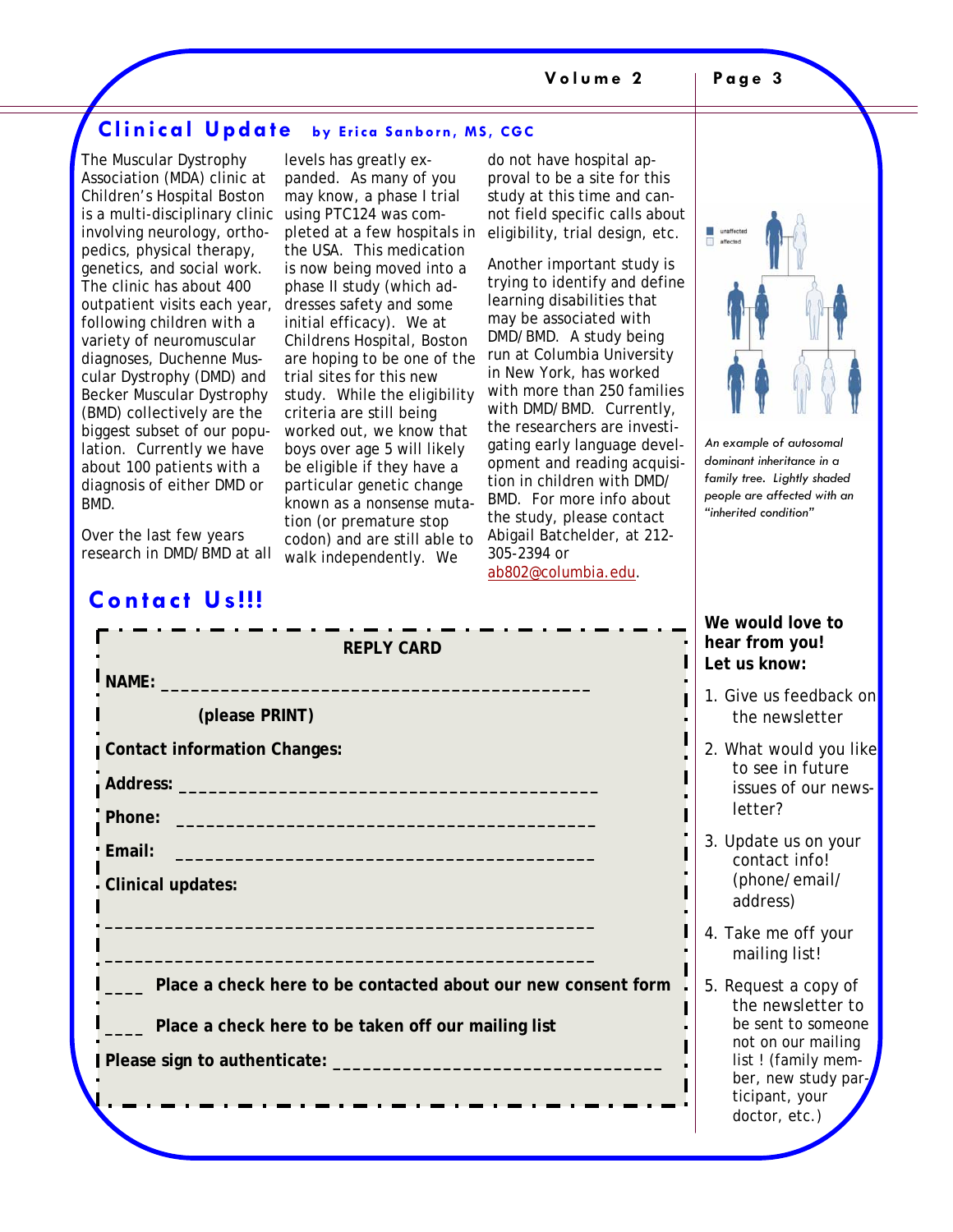## Clinical Update by Erica Sanborn, MS, CGC

The Muscular Dystrophy Association (MDA) clinic at Children's Hospital Boston is a multi-disciplinary clinic involving neurology, orthopedics, physical therapy, genetics, and social work. The clinic has about 400 outpatient visits each year, following children with a variety of neuromuscular diagnoses, Duchenne Muscular Dystrophy (DMD) and Becker Muscular Dystrophy (BMD) collectively are the biggest subset of our population. Currently we have about 100 patients with a diagnosis of either DMD or BMD.

Over the last few years research in DMD/BMD at all levels has greatly expanded. As many of you may know, a phase I trial using PTC124 was completed at a few hospitals in the USA. This medication is now being moved into a phase II study (which addresses safety and some initial efficacy). We at Childrens Hospital, Boston are hoping to be one of the trial sites for this new study. While the eligibility criteria are still being worked out, we know that boys over age 5 will likely be eligible if they have a particular genetic change known as a nonsense mutation (or premature stop codon) and are still able to walk independently. We do not have hospital approval to be a site for this study at this time and cannot field specific calls about eligibility, trial design, etc.

Another important study is trying to identify and define learning disabilities that may be associated with DMD/BMD. A study being run at Columbia University in New York, has worked with more than 250 families with DMD/BMD. Currently, the researchers are investigating early language development and reading acquisition in children with DMD/BMD. For more info about the study, please contact Abigail Batchelder, at 212-305-2394 or ab802@columbia.edu.

unaffected
affected

*An example of autosomal dominant inheritance in a family tree. Lightly shaded people are affected with an "inherited condition"*

## Contact Us!!!

**REPLY CARD**

**NAME:** ________________________________________

**(please PRINT)**

**Contact information Changes:**

**Address:** ________________________________________

**Phone:** ________________________________________

**Email:** ________________________________________

**Clinical updates:**

________________________________________

________________________________________

____ **Place a check here to be contacted about our new consent form**

____ **Place a check here to be taken off our mailing list**

**Please sign to authenticate:** ________________________________

**We would love to hear from you! Let us know:**

1. Give us feedback on the newsletter
2. What would you like to see in future issues of our newsletter?
3. Update us on your contact info! (phone/email/address)
4. Take me off your mailing list!
5. Request a copy of the newsletter to be sent to someone not on our mailing list ! (family member, new study participant, your doctor, etc.)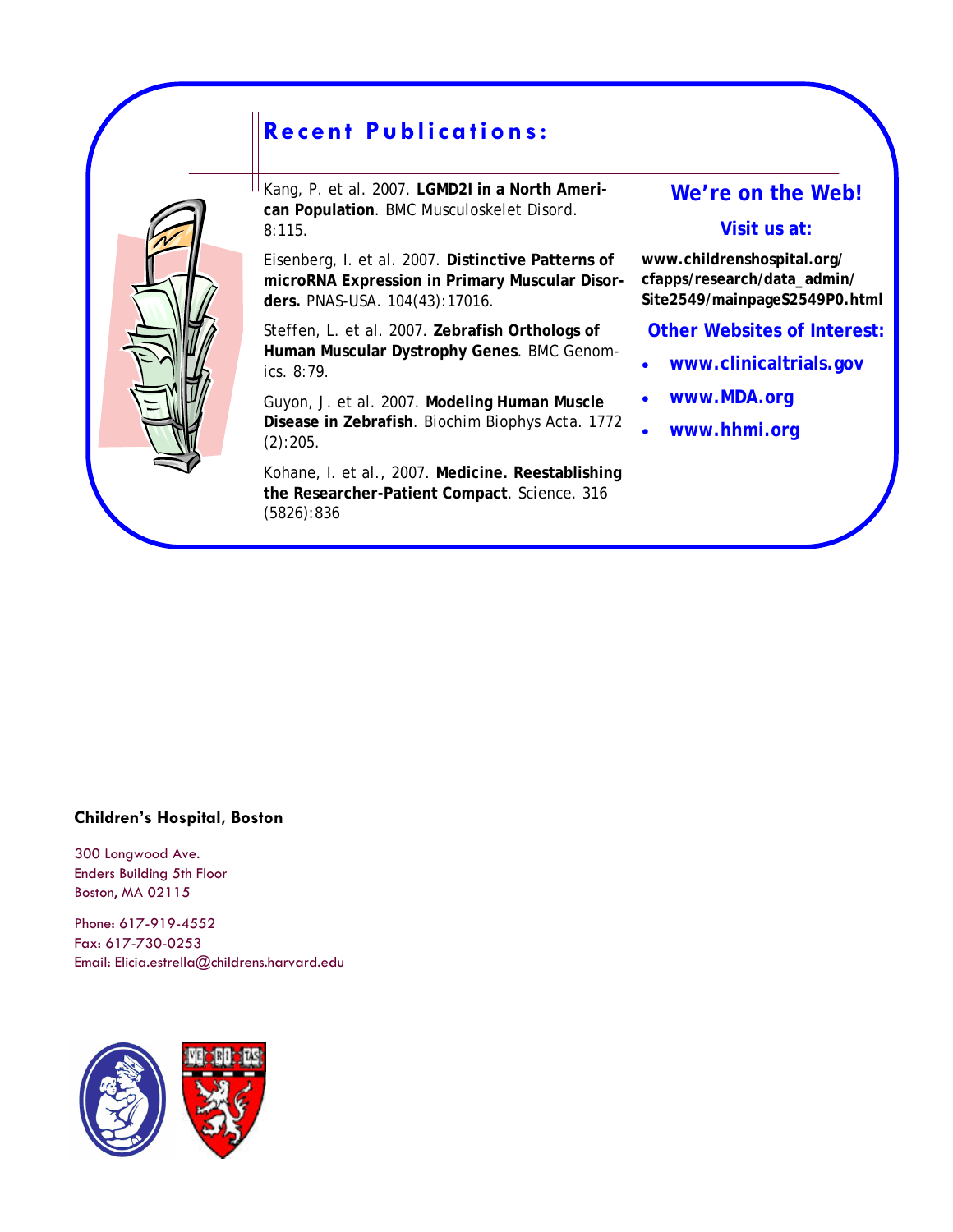## Recent Publications:

Kang, P. et al. 2007. **LGMD2I in a North American Population**. BMC Musculoskelet Disord. 8:115.

Eisenberg, I. et al. 2007. **Distinctive Patterns of microRNA Expression in Primary Muscular Disorders.** PNAS-USA. 104(43):17016.

Steffen, L. et al. 2007. **Zebrafish Orthologs of Human Muscular Dystrophy Genes**. BMC Genomics. 8:79.

Guyon, J. et al. 2007. **Modeling Human Muscle Disease in Zebrafish**. Biochim Biophys Acta. 1772 (2):205.

Kohane, I. et al., 2007. **Medicine. Reestablishing the Researcher-Patient Compact**. Science. 316 (5826):836

## We're on the Web!

### Visit us at:

**www.childrenshospital.org/cfapps/research/data_admin/Site2549/mainpageS2549P0.html**

### Other Websites of Interest:

- **www.clinicaltrials.gov**
- **www.MDA.org**
- **www.hhmi.org**

**Children's Hospital, Boston**

300 Longwood Ave.
Enders Building 5th Floor
Boston, MA 02115

Phone: 617-919-4552
Fax: 617-730-0253
Email: Elicia.estrella@childrens.harvard.edu